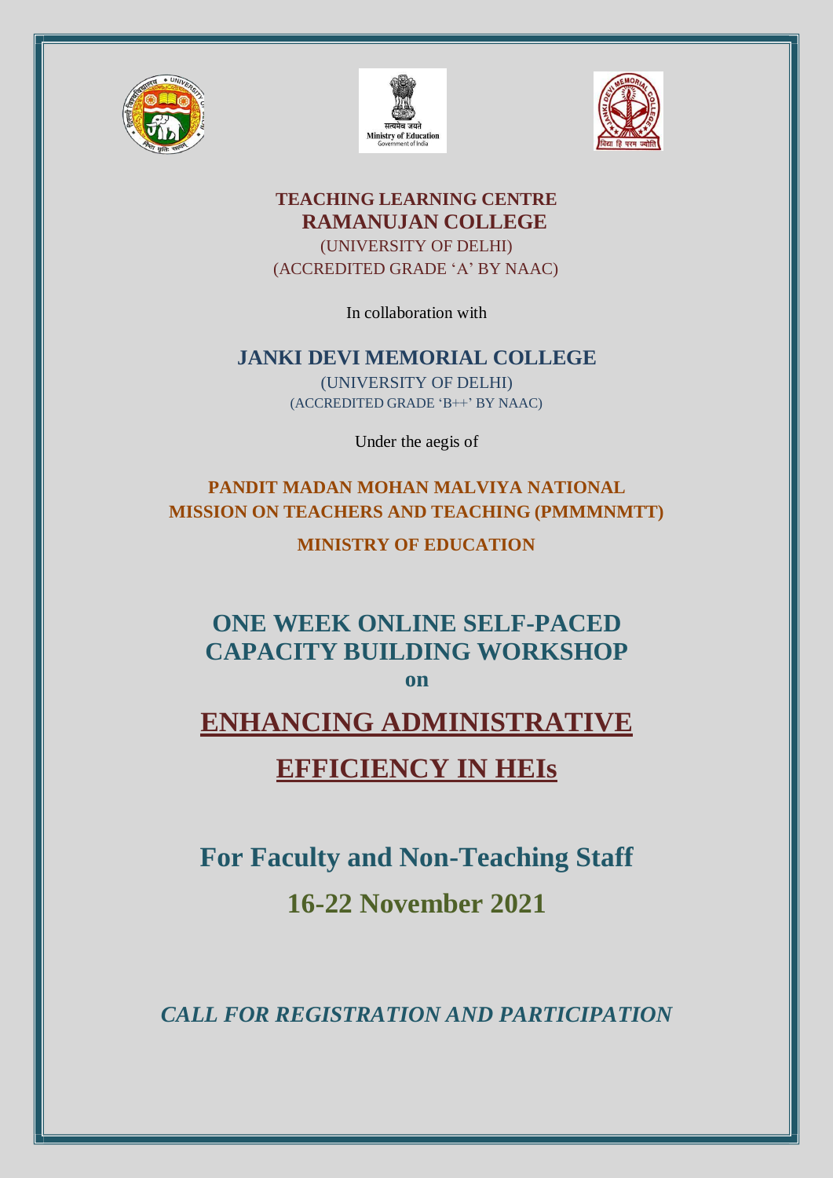**TEACHING LEARNING CENTRE**

# RAMANUJAN COLLEGE

(UNIVERSITY OF DELHI)

(ACCREDITED GRADE 'A' BY NAAC)

In collaboration with

## JANKI DEVI MEMORIAL COLLEGE

(UNIVERSITY OF DELHI)

(ACCREDITED GRADE 'B++' BY NAAC)

Under the aegis of

**PANDIT MADAN MOHAN MALVIYA NATIONAL MISSION ON TEACHERS AND TEACHING (PMMMNMTT)**

**MINISTRY OF EDUCATION**

# ONE WEEK ONLINE SELF-PACED CAPACITY BUILDING WORKSHOP

**on**

# ENHANCING ADMINISTRATIVE EFFICIENCY IN HEIs

## For Faculty and Non-Teaching Staff

## 16-22 November 2021

***CALL FOR REGISTRATION AND PARTICIPATION***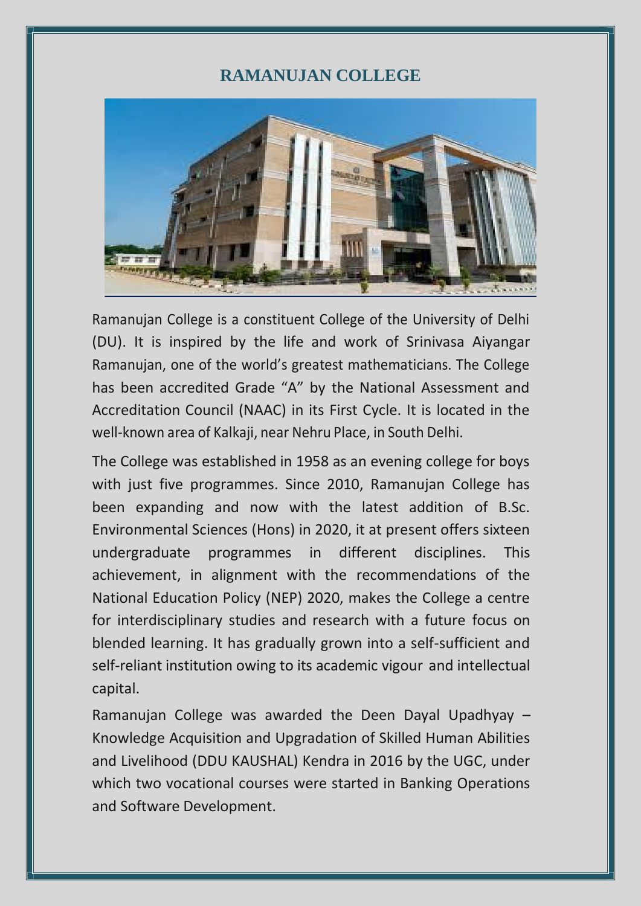# RAMANUJAN COLLEGE

Ramanujan College is a constituent College of the University of Delhi (DU). It is inspired by the life and work of Srinivasa Aiyangar Ramanujan, one of the world's greatest mathematicians. The College has been accredited Grade "A" by the National Assessment and Accreditation Council (NAAC) in its First Cycle. It is located in the well-known area of Kalkaji, near Nehru Place, in South Delhi.

The College was established in 1958 as an evening college for boys with just five programmes. Since 2010, Ramanujan College has been expanding and now with the latest addition of B.Sc. Environmental Sciences (Hons) in 2020, it at present offers sixteen undergraduate programmes in different disciplines. This achievement, in alignment with the recommendations of the National Education Policy (NEP) 2020, makes the College a centre for interdisciplinary studies and research with a future focus on blended learning. It has gradually grown into a self-sufficient and self-reliant institution owing to its academic vigour and intellectual capital.

Ramanujan College was awarded the Deen Dayal Upadhyay – Knowledge Acquisition and Upgradation of Skilled Human Abilities and Livelihood (DDU KAUSHAL) Kendra in 2016 by the UGC, under which two vocational courses were started in Banking Operations and Software Development.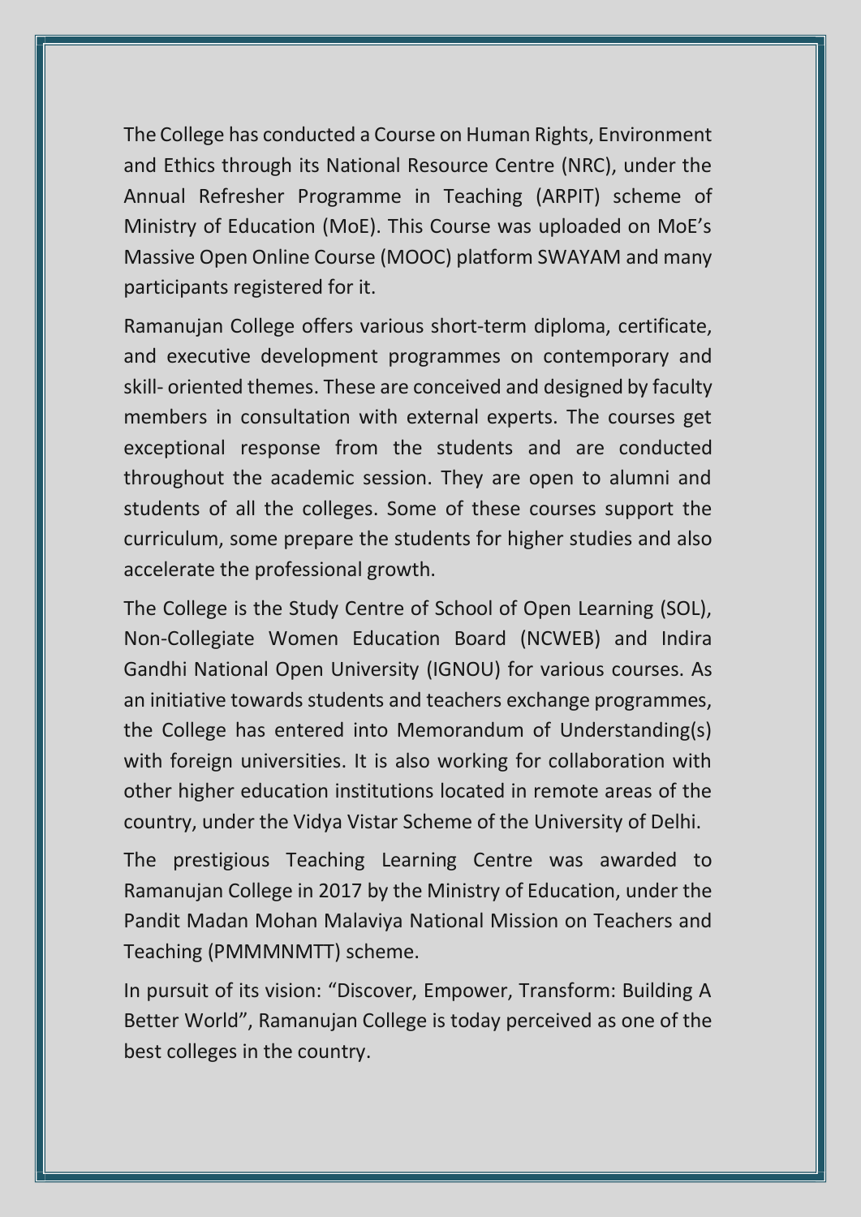The College has conducted a Course on Human Rights, Environment and Ethics through its National Resource Centre (NRC), under the Annual Refresher Programme in Teaching (ARPIT) scheme of Ministry of Education (MoE). This Course was uploaded on MoE's Massive Open Online Course (MOOC) platform SWAYAM and many participants registered for it.

Ramanujan College offers various short-term diploma, certificate, and executive development programmes on contemporary and skill- oriented themes. These are conceived and designed by faculty members in consultation with external experts. The courses get exceptional response from the students and are conducted throughout the academic session. They are open to alumni and students of all the colleges. Some of these courses support the curriculum, some prepare the students for higher studies and also accelerate the professional growth.

The College is the Study Centre of School of Open Learning (SOL), Non-Collegiate Women Education Board (NCWEB) and Indira Gandhi National Open University (IGNOU) for various courses. As an initiative towards students and teachers exchange programmes, the College has entered into Memorandum of Understanding(s) with foreign universities. It is also working for collaboration with other higher education institutions located in remote areas of the country, under the Vidya Vistar Scheme of the University of Delhi.

The prestigious Teaching Learning Centre was awarded to Ramanujan College in 2017 by the Ministry of Education, under the Pandit Madan Mohan Malaviya National Mission on Teachers and Teaching (PMMMNMTT) scheme.

In pursuit of its vision: "Discover, Empower, Transform: Building A Better World", Ramanujan College is today perceived as one of the best colleges in the country.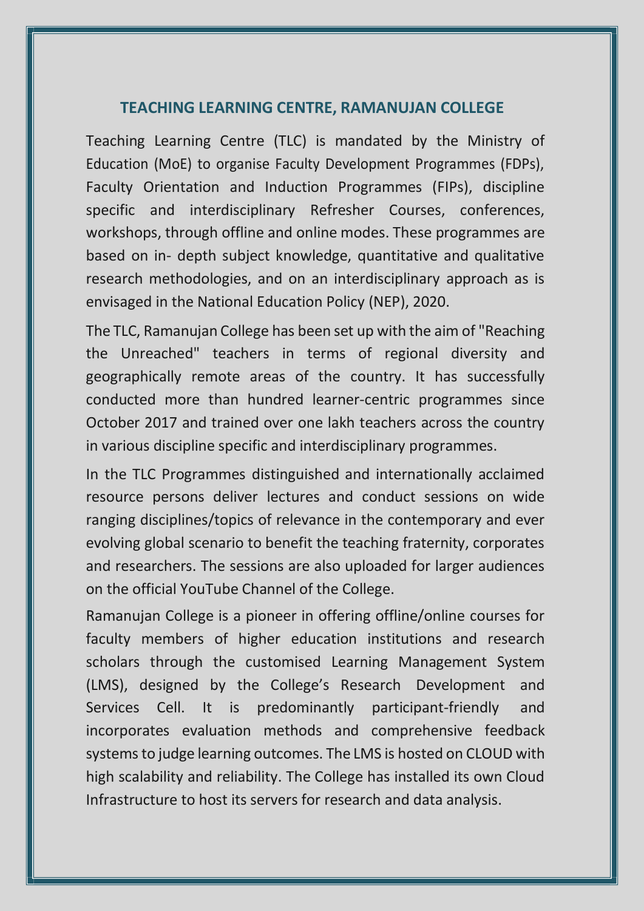## TEACHING LEARNING CENTRE, RAMANUJAN COLLEGE

Teaching Learning Centre (TLC) is mandated by the Ministry of Education (MoE) to organise Faculty Development Programmes (FDPs), Faculty Orientation and Induction Programmes (FIPs), discipline specific and interdisciplinary Refresher Courses, conferences, workshops, through offline and online modes. These programmes are based on in- depth subject knowledge, quantitative and qualitative research methodologies, and on an interdisciplinary approach as is envisaged in the National Education Policy (NEP), 2020.

The TLC, Ramanujan College has been set up with the aim of "Reaching the Unreached" teachers in terms of regional diversity and geographically remote areas of the country. It has successfully conducted more than hundred learner-centric programmes since October 2017 and trained over one lakh teachers across the country in various discipline specific and interdisciplinary programmes.

In the TLC Programmes distinguished and internationally acclaimed resource persons deliver lectures and conduct sessions on wide ranging disciplines/topics of relevance in the contemporary and ever evolving global scenario to benefit the teaching fraternity, corporates and researchers. The sessions are also uploaded for larger audiences on the official YouTube Channel of the College.

Ramanujan College is a pioneer in offering offline/online courses for faculty members of higher education institutions and research scholars through the customised Learning Management System (LMS), designed by the College's Research Development and Services Cell. It is predominantly participant-friendly and incorporates evaluation methods and comprehensive feedback systems to judge learning outcomes. The LMS is hosted on CLOUD with high scalability and reliability. The College has installed its own Cloud Infrastructure to host its servers for research and data analysis.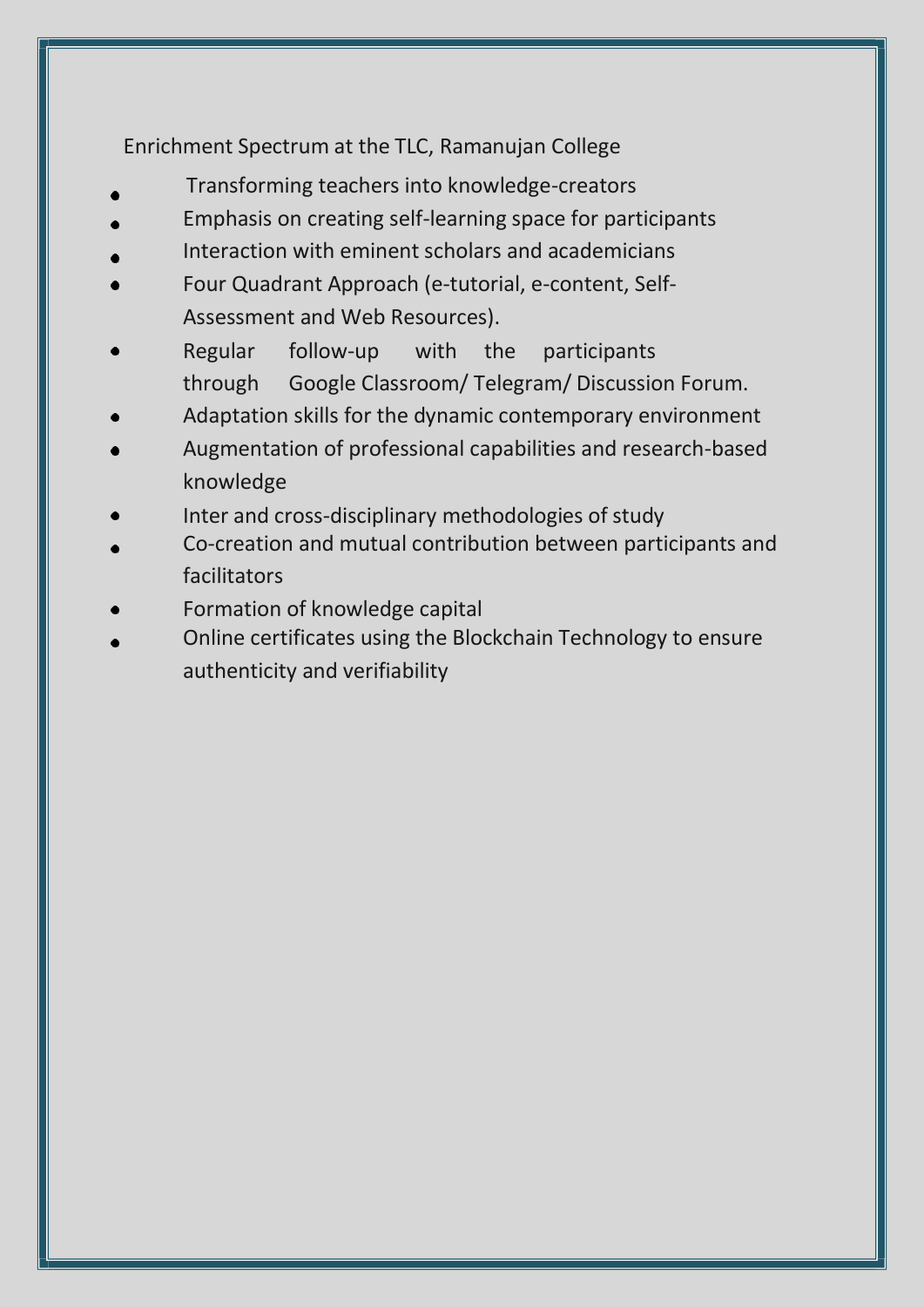Enrichment Spectrum at the TLC, Ramanujan College

- Transforming teachers into knowledge-creators
- Emphasis on creating self-learning space for participants
- Interaction with eminent scholars and academicians
- Four Quadrant Approach (e-tutorial, e-content, Self-Assessment and Web Resources).
- Regular follow-up with the participants through Google Classroom/ Telegram/ Discussion Forum.
- Adaptation skills for the dynamic contemporary environment
- Augmentation of professional capabilities and research-based knowledge
- Inter and cross-disciplinary methodologies of study
- Co-creation and mutual contribution between participants and facilitators
- Formation of knowledge capital
- Online certificates using the Blockchain Technology to ensure authenticity and verifiability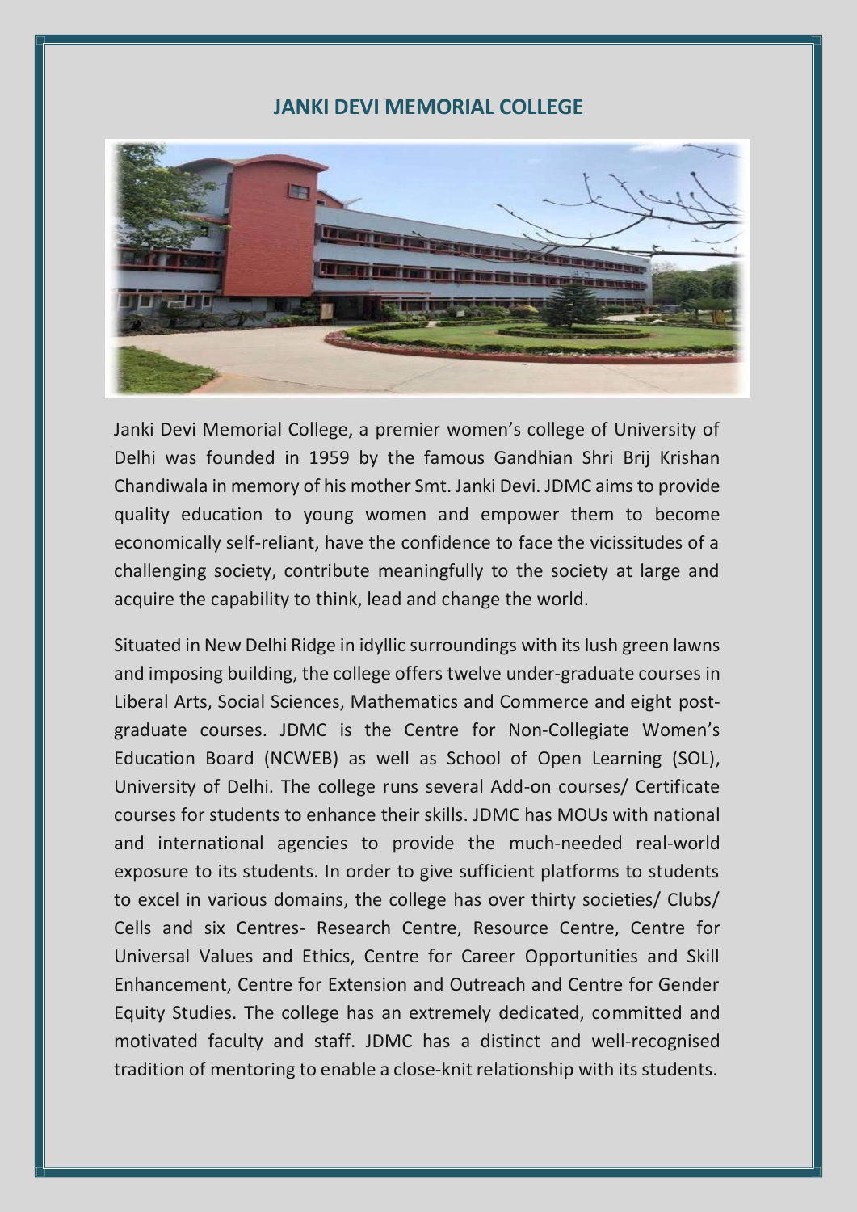# JANKI DEVI MEMORIAL COLLEGE

Janki Devi Memorial College, a premier women's college of University of Delhi was founded in 1959 by the famous Gandhian Shri Brij Krishan Chandiwala in memory of his mother Smt. Janki Devi. JDMC aims to provide quality education to young women and empower them to become economically self-reliant, have the confidence to face the vicissitudes of a challenging society, contribute meaningfully to the society at large and acquire the capability to think, lead and change the world.

Situated in New Delhi Ridge in idyllic surroundings with its lush green lawns and imposing building, the college offers twelve under-graduate courses in Liberal Arts, Social Sciences, Mathematics and Commerce and eight post-graduate courses. JDMC is the Centre for Non-Collegiate Women's Education Board (NCWEB) as well as School of Open Learning (SOL), University of Delhi. The college runs several Add-on courses/ Certificate courses for students to enhance their skills. JDMC has MOUs with national and international agencies to provide the much-needed real-world exposure to its students. In order to give sufficient platforms to students to excel in various domains, the college has over thirty societies/ Clubs/ Cells and six Centres- Research Centre, Resource Centre, Centre for Universal Values and Ethics, Centre for Career Opportunities and Skill Enhancement, Centre for Extension and Outreach and Centre for Gender Equity Studies. The college has an extremely dedicated, committed and motivated faculty and staff. JDMC has a distinct and well-recognised tradition of mentoring to enable a close-knit relationship with its students.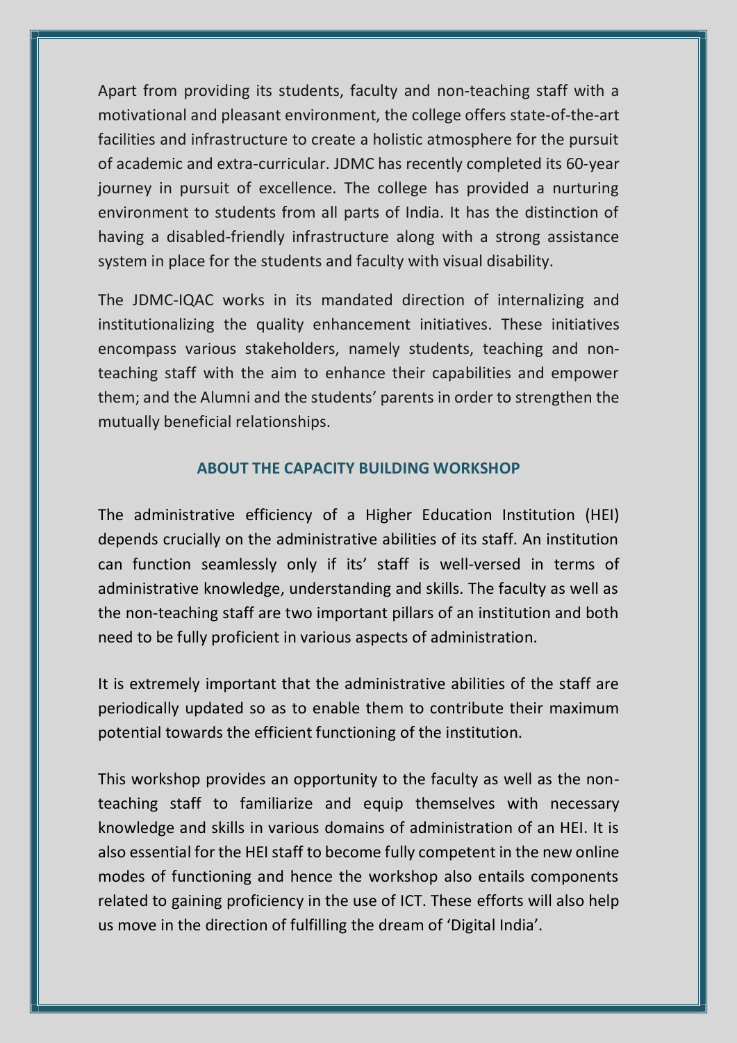Apart from providing its students, faculty and non-teaching staff with a motivational and pleasant environment, the college offers state-of-the-art facilities and infrastructure to create a holistic atmosphere for the pursuit of academic and extra-curricular. JDMC has recently completed its 60-year journey in pursuit of excellence. The college has provided a nurturing environment to students from all parts of India. It has the distinction of having a disabled-friendly infrastructure along with a strong assistance system in place for the students and faculty with visual disability.

The JDMC-IQAC works in its mandated direction of internalizing and institutionalizing the quality enhancement initiatives. These initiatives encompass various stakeholders, namely students, teaching and non-teaching staff with the aim to enhance their capabilities and empower them; and the Alumni and the students' parents in order to strengthen the mutually beneficial relationships.

## ABOUT THE CAPACITY BUILDING WORKSHOP

The administrative efficiency of a Higher Education Institution (HEI) depends crucially on the administrative abilities of its staff. An institution can function seamlessly only if its' staff is well-versed in terms of administrative knowledge, understanding and skills. The faculty as well as the non-teaching staff are two important pillars of an institution and both need to be fully proficient in various aspects of administration.

It is extremely important that the administrative abilities of the staff are periodically updated so as to enable them to contribute their maximum potential towards the efficient functioning of the institution.

This workshop provides an opportunity to the faculty as well as the non-teaching staff to familiarize and equip themselves with necessary knowledge and skills in various domains of administration of an HEI. It is also essential for the HEI staff to become fully competent in the new online modes of functioning and hence the workshop also entails components related to gaining proficiency in the use of ICT. These efforts will also help us move in the direction of fulfilling the dream of 'Digital India'.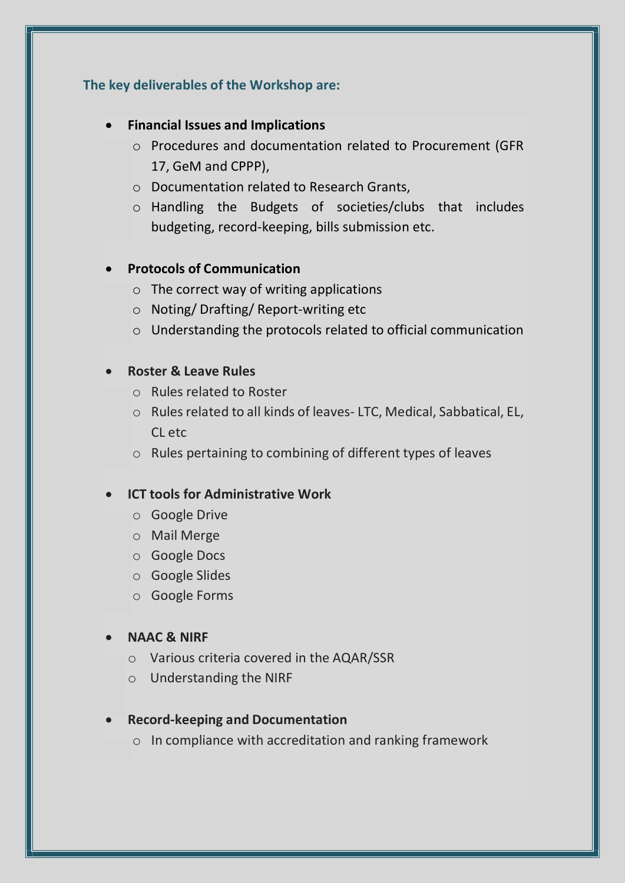### The key deliverables of the Workshop are:

- **Financial Issues and Implications**
  - Procedures and documentation related to Procurement (GFR 17, GeM and CPPP),
  - Documentation related to Research Grants,
  - Handling the Budgets of societies/clubs that includes budgeting, record-keeping, bills submission etc.

- **Protocols of Communication**
  - The correct way of writing applications
  - Noting/ Drafting/ Report-writing etc
  - Understanding the protocols related to official communication

- **Roster & Leave Rules**
  - Rules related to Roster
  - Rules related to all kinds of leaves- LTC, Medical, Sabbatical, EL, CL etc
  - Rules pertaining to combining of different types of leaves

- **ICT tools for Administrative Work**
  - Google Drive
  - Mail Merge
  - Google Docs
  - Google Slides
  - Google Forms

- **NAAC & NIRF**
  - Various criteria covered in the AQAR/SSR
  - Understanding the NIRF

- **Record-keeping and Documentation**
  - In compliance with accreditation and ranking framework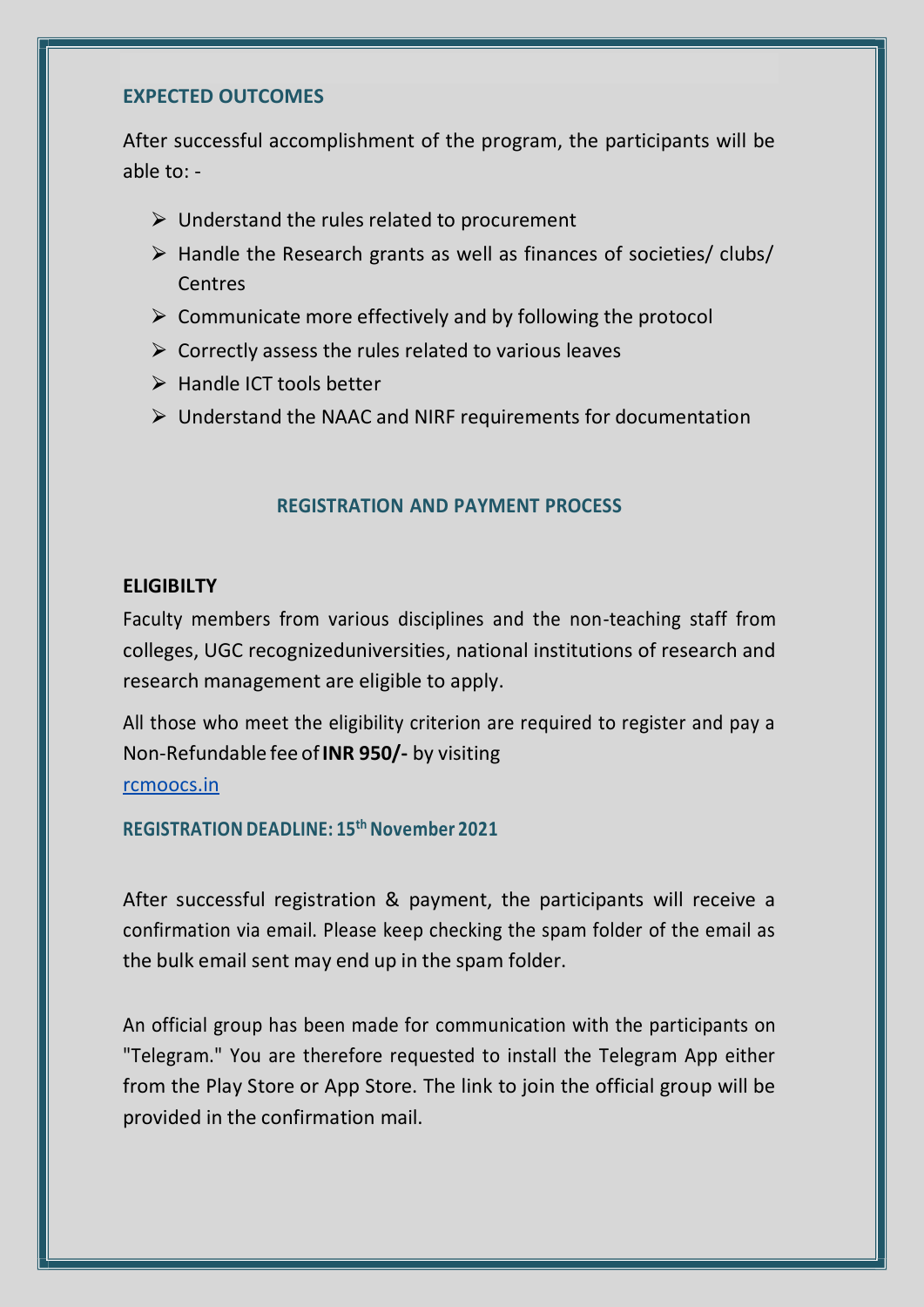## EXPECTED OUTCOMES

After successful accomplishment of the program, the participants will be able to: -

- Understand the rules related to procurement
- Handle the Research grants as well as finances of societies/ clubs/ Centres
- Communicate more effectively and by following the protocol
- Correctly assess the rules related to various leaves
- Handle ICT tools better
- Understand the NAAC and NIRF requirements for documentation

## REGISTRATION AND PAYMENT PROCESS

**ELIGIBILTY**

Faculty members from various disciplines and the non-teaching staff from colleges, UGC recognizeduniversities, national institutions of research and research management are eligible to apply.

All those who meet the eligibility criterion are required to register and pay a Non-Refundable fee of **INR 950/-** by visiting
rcmoocs.in

**REGISTRATION DEADLINE: 15th November 2021**

After successful registration & payment, the participants will receive a confirmation via email. Please keep checking the spam folder of the email as the bulk email sent may end up in the spam folder.

An official group has been made for communication with the participants on "Telegram." You are therefore requested to install the Telegram App either from the Play Store or App Store. The link to join the official group will be provided in the confirmation mail.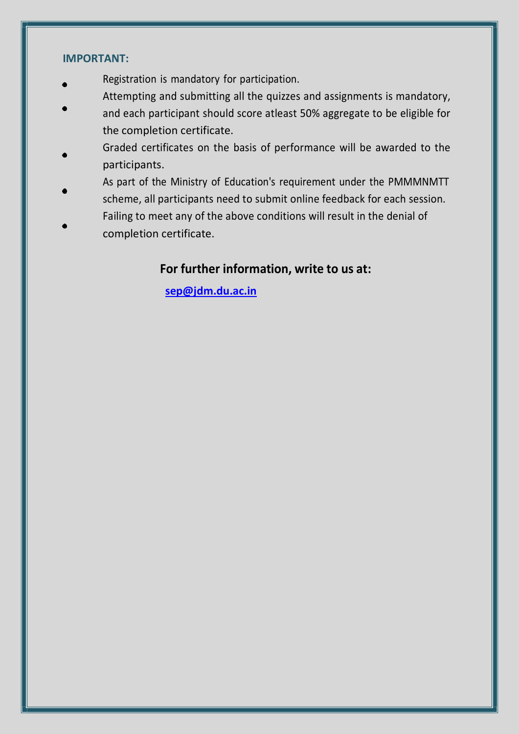**IMPORTANT:**

- Registration is mandatory for participation.
- Attempting and submitting all the quizzes and assignments is mandatory, and each participant should score atleast 50% aggregate to be eligible for the completion certificate.
- Graded certificates on the basis of performance will be awarded to the participants.
- As part of the Ministry of Education's requirement under the PMMMNMTT scheme, all participants need to submit online feedback for each session.
- Failing to meet any of the above conditions will result in the denial of completion certificate.

**For further information, write to us at:**

**sep@jdm.du.ac.in**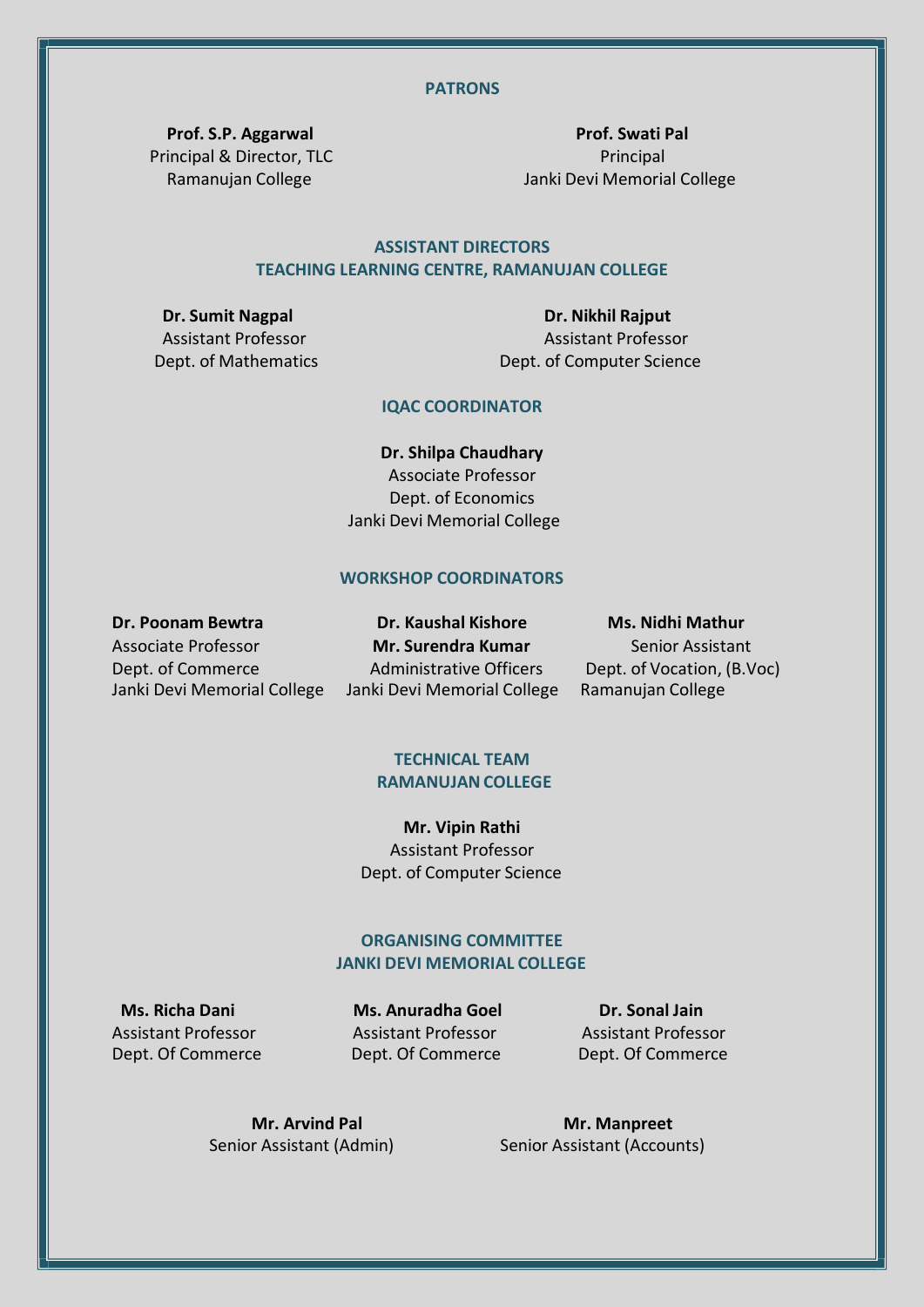## PATRONS

**Prof. S.P. Aggarwal**
Principal & Director, TLC
Ramanujan College

**Prof. Swati Pal**
Principal
Janki Devi Memorial College

## ASSISTANT DIRECTORS
## TEACHING LEARNING CENTRE, RAMANUJAN COLLEGE

**Dr. Sumit Nagpal**
Assistant Professor
Dept. of Mathematics

**Dr. Nikhil Rajput**
Assistant Professor
Dept. of Computer Science

## IQAC COORDINATOR

**Dr. Shilpa Chaudhary**
Associate Professor
Dept. of Economics
Janki Devi Memorial College

## WORKSHOP COORDINATORS

**Dr. Poonam Bewtra**
Associate Professor
Dept. of Commerce
Janki Devi Memorial College

**Dr. Kaushal Kishore**
**Mr. Surendra Kumar**
Administrative Officers
Janki Devi Memorial College

**Ms. Nidhi Mathur**
Senior Assistant
Dept. of Vocation, (B.Voc)
Ramanujan College

## TECHNICAL TEAM
## RAMANUJAN COLLEGE

**Mr. Vipin Rathi**
Assistant Professor
Dept. of Computer Science

## ORGANISING COMMITTEE
## JANKI DEVI MEMORIAL COLLEGE

**Ms. Richa Dani**
Assistant Professor
Dept. Of Commerce

**Ms. Anuradha Goel**
Assistant Professor
Dept. Of Commerce

**Dr. Sonal Jain**
Assistant Professor
Dept. Of Commerce

**Mr. Arvind Pal**
Senior Assistant (Admin)

**Mr. Manpreet**
Senior Assistant (Accounts)